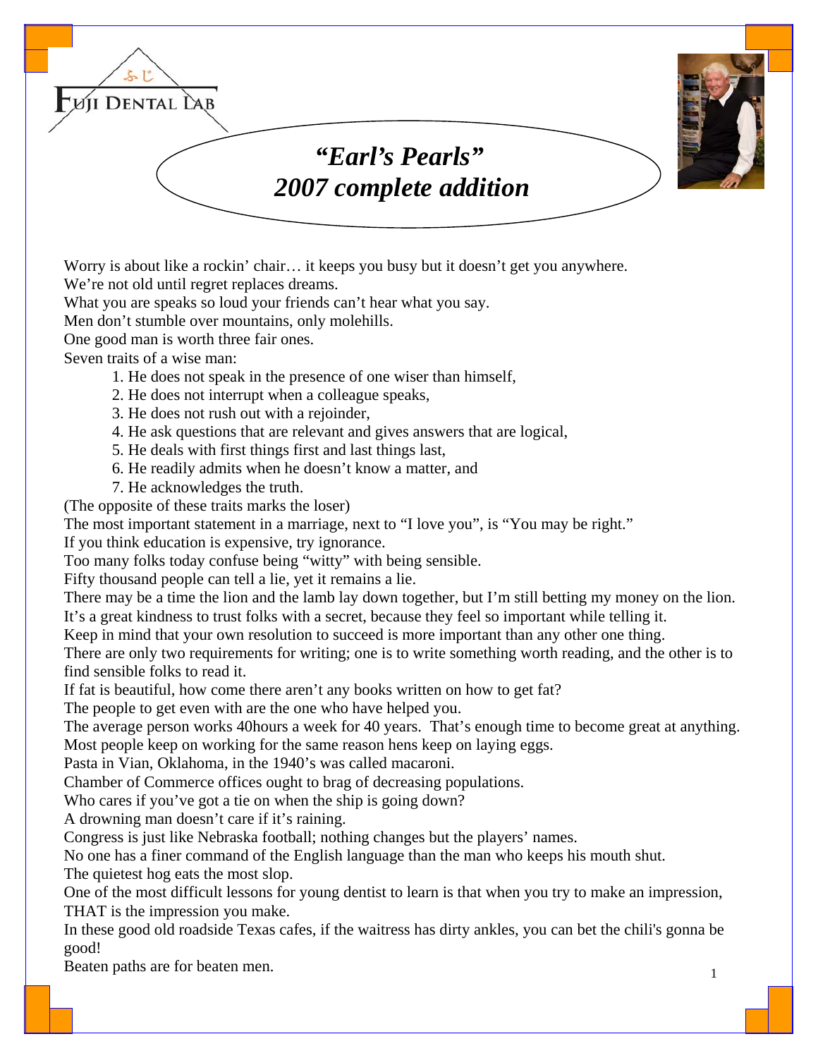Fuji Dental Lab

# *"Earl's Pearls" 2007 complete addition*

Worry is about like a rockin' chair… it keeps you busy but it doesn't get you anywhere.
We're not old until regret replaces dreams.
What you are speaks so loud your friends can't hear what you say.
Men don't stumble over mountains, only molehills.
One good man is worth three fair ones.
Seven traits of a wise man:

1. He does not speak in the presence of one wiser than himself,
2. He does not interrupt when a colleague speaks,
3. He does not rush out with a rejoinder,
4. He ask questions that are relevant and gives answers that are logical,
5. He deals with first things first and last things last,
6. He readily admits when he doesn't know a matter, and
7. He acknowledges the truth.

(The opposite of these traits marks the loser)
The most important statement in a marriage, next to "I love you", is "You may be right."
If you think education is expensive, try ignorance.
Too many folks today confuse being "witty" with being sensible.
Fifty thousand people can tell a lie, yet it remains a lie.
There may be a time the lion and the lamb lay down together, but I'm still betting my money on the lion.
It's a great kindness to trust folks with a secret, because they feel so important while telling it.
Keep in mind that your own resolution to succeed is more important than any other one thing.
There are only two requirements for writing; one is to write something worth reading, and the other is to find sensible folks to read it.
If fat is beautiful, how come there aren't any books written on how to get fat?
The people to get even with are the one who have helped you.
The average person works 40hours a week for 40 years. That's enough time to become great at anything.
Most people keep on working for the same reason hens keep on laying eggs.
Pasta in Vian, Oklahoma, in the 1940's was called macaroni.
Chamber of Commerce offices ought to brag of decreasing populations.
Who cares if you've got a tie on when the ship is going down?
A drowning man doesn't care if it's raining.
Congress is just like Nebraska football; nothing changes but the players' names.
No one has a finer command of the English language than the man who keeps his mouth shut.
The quietest hog eats the most slop.
One of the most difficult lessons for young dentist to learn is that when you try to make an impression, THAT is the impression you make.
In these good old roadside Texas cafes, if the waitress has dirty ankles, you can bet the chili's gonna be good!
Beaten paths are for beaten men.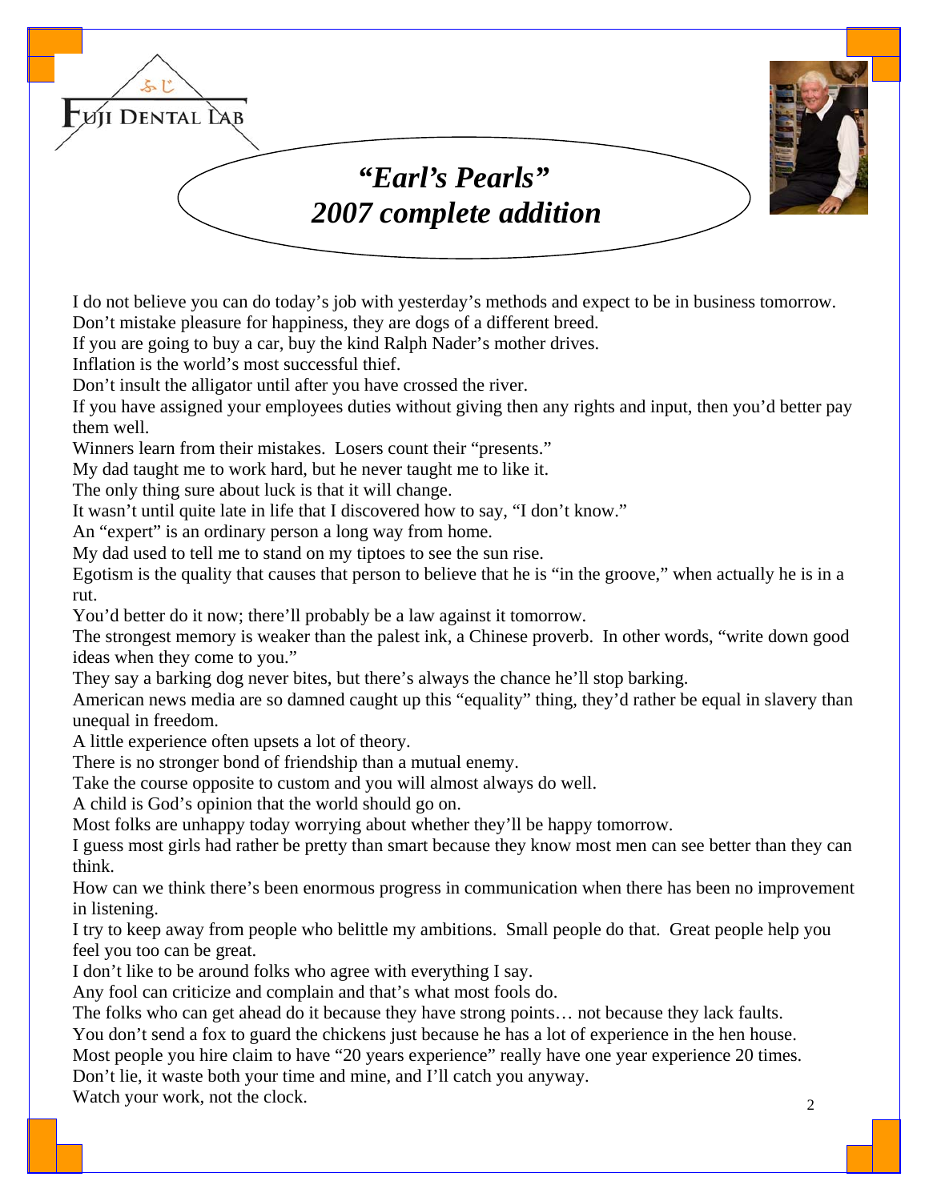Fuji Dental Lab

# *"Earl's Pearls"*
# *2007 complete addition*

I do not believe you can do today's job with yesterday's methods and expect to be in business tomorrow.
Don't mistake pleasure for happiness, they are dogs of a different breed.
If you are going to buy a car, buy the kind Ralph Nader's mother drives.
Inflation is the world's most successful thief.
Don't insult the alligator until after you have crossed the river.
If you have assigned your employees duties without giving then any rights and input, then you'd better pay them well.
Winners learn from their mistakes. Losers count their "presents."
My dad taught me to work hard, but he never taught me to like it.
The only thing sure about luck is that it will change.
It wasn't until quite late in life that I discovered how to say, "I don't know."
An "expert" is an ordinary person a long way from home.
My dad used to tell me to stand on my tiptoes to see the sun rise.
Egotism is the quality that causes that person to believe that he is "in the groove," when actually he is in a rut.
You'd better do it now; there'll probably be a law against it tomorrow.
The strongest memory is weaker than the palest ink, a Chinese proverb. In other words, "write down good ideas when they come to you."
They say a barking dog never bites, but there's always the chance he'll stop barking.
American news media are so damned caught up this "equality" thing, they'd rather be equal in slavery than unequal in freedom.
A little experience often upsets a lot of theory.
There is no stronger bond of friendship than a mutual enemy.
Take the course opposite to custom and you will almost always do well.
A child is God's opinion that the world should go on.
Most folks are unhappy today worrying about whether they'll be happy tomorrow.
I guess most girls had rather be pretty than smart because they know most men can see better than they can think.
How can we think there's been enormous progress in communication when there has been no improvement in listening.
I try to keep away from people who belittle my ambitions. Small people do that. Great people help you feel you too can be great.
I don't like to be around folks who agree with everything I say.
Any fool can criticize and complain and that's what most fools do.
The folks who can get ahead do it because they have strong points… not because they lack faults.
You don't send a fox to guard the chickens just because he has a lot of experience in the hen house.
Most people you hire claim to have "20 years experience" really have one year experience 20 times.
Don't lie, it waste both your time and mine, and I'll catch you anyway.
Watch your work, not the clock.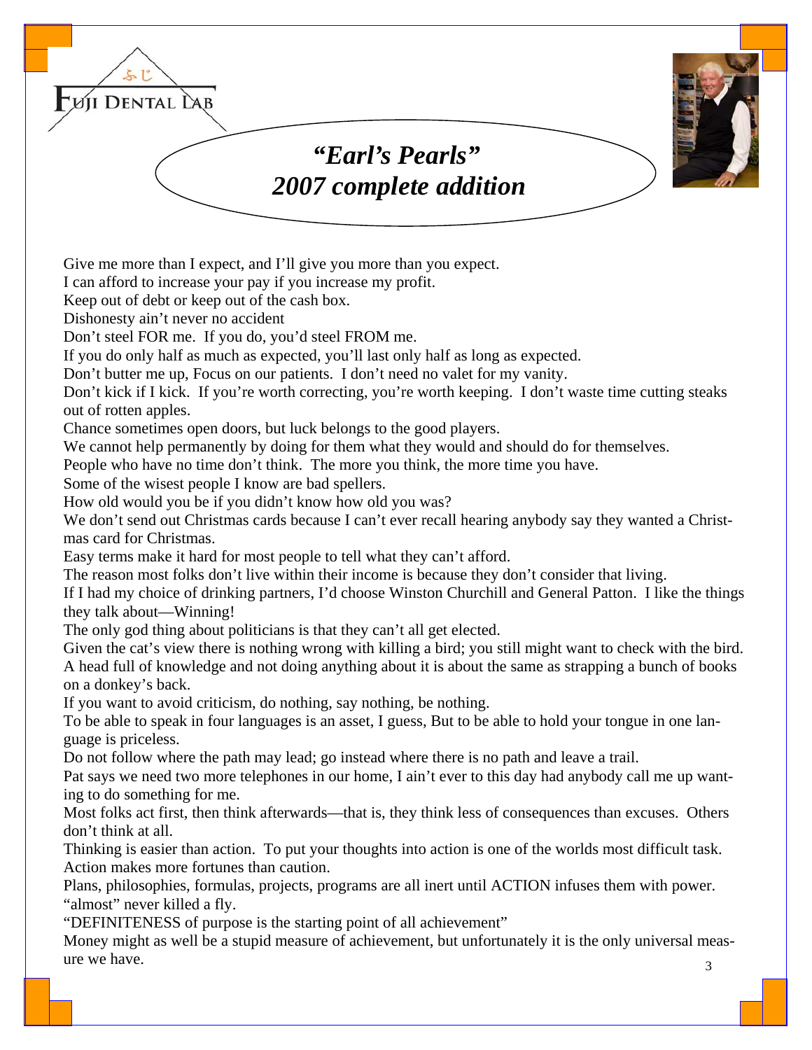ふじ

FUJI DENTAL LAB

# *"Earl's Pearls"*
# *2007 complete addition*

Give me more than I expect, and I'll give you more than you expect.
I can afford to increase your pay if you increase my profit.
Keep out of debt or keep out of the cash box.
Dishonesty ain't never no accident
Don't steel FOR me. If you do, you'd steel FROM me.
If you do only half as much as expected, you'll last only half as long as expected.
Don't butter me up, Focus on our patients. I don't need no valet for my vanity.
Don't kick if I kick. If you're worth correcting, you're worth keeping. I don't waste time cutting steaks out of rotten apples.
Chance sometimes open doors, but luck belongs to the good players.
We cannot help permanently by doing for them what they would and should do for themselves.
People who have no time don't think. The more you think, the more time you have.
Some of the wisest people I know are bad spellers.
How old would you be if you didn't know how old you was?
We don't send out Christmas cards because I can't ever recall hearing anybody say they wanted a Christmas card for Christmas.
Easy terms make it hard for most people to tell what they can't afford.
The reason most folks don't live within their income is because they don't consider that living.
If I had my choice of drinking partners, I'd choose Winston Churchill and General Patton. I like the things they talk about—Winning!
The only god thing about politicians is that they can't all get elected.
Given the cat's view there is nothing wrong with killing a bird; you still might want to check with the bird.
A head full of knowledge and not doing anything about it is about the same as strapping a bunch of books on a donkey's back.
If you want to avoid criticism, do nothing, say nothing, be nothing.
To be able to speak in four languages is an asset, I guess, But to be able to hold your tongue in one language is priceless.
Do not follow where the path may lead; go instead where there is no path and leave a trail.
Pat says we need two more telephones in our home, I ain't ever to this day had anybody call me up wanting to do something for me.
Most folks act first, then think afterwards—that is, they think less of consequences than excuses. Others don't think at all.
Thinking is easier than action. To put your thoughts into action is one of the worlds most difficult task.
Action makes more fortunes than caution.
Plans, philosophies, formulas, projects, programs are all inert until ACTION infuses them with power.
"almost" never killed a fly.
"DEFINITENESS of purpose is the starting point of all achievement"
Money might as well be a stupid measure of achievement, but unfortunately it is the only universal measure we have.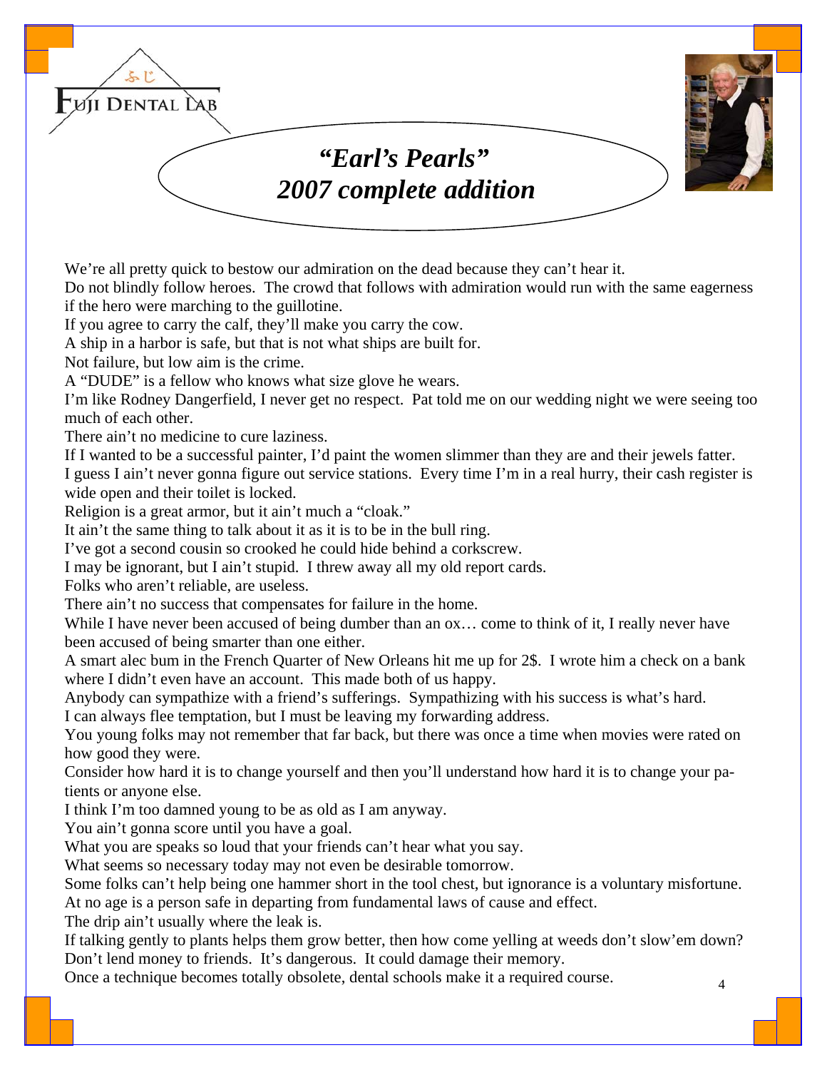ふじ

FUJI DENTAL LAB

# *"Earl's Pearls"*
# *2007 complete addition*

We're all pretty quick to bestow our admiration on the dead because they can't hear it.

Do not blindly follow heroes. The crowd that follows with admiration would run with the same eagerness if the hero were marching to the guillotine.

If you agree to carry the calf, they'll make you carry the cow.

A ship in a harbor is safe, but that is not what ships are built for.

Not failure, but low aim is the crime.

A "DUDE" is a fellow who knows what size glove he wears.

I'm like Rodney Dangerfield, I never get no respect. Pat told me on our wedding night we were seeing too much of each other.

There ain't no medicine to cure laziness.

If I wanted to be a successful painter, I'd paint the women slimmer than they are and their jewels fatter.

I guess I ain't never gonna figure out service stations. Every time I'm in a real hurry, their cash register is wide open and their toilet is locked.

Religion is a great armor, but it ain't much a "cloak."

It ain't the same thing to talk about it as it is to be in the bull ring.

I've got a second cousin so crooked he could hide behind a corkscrew.

I may be ignorant, but I ain't stupid. I threw away all my old report cards.

Folks who aren't reliable, are useless.

There ain't no success that compensates for failure in the home.

While I have never been accused of being dumber than an ox… come to think of it, I really never have been accused of being smarter than one either.

A smart alec bum in the French Quarter of New Orleans hit me up for 2$. I wrote him a check on a bank where I didn't even have an account. This made both of us happy.

Anybody can sympathize with a friend's sufferings. Sympathizing with his success is what's hard.

I can always flee temptation, but I must be leaving my forwarding address.

You young folks may not remember that far back, but there was once a time when movies were rated on how good they were.

Consider how hard it is to change yourself and then you'll understand how hard it is to change your patients or anyone else.

I think I'm too damned young to be as old as I am anyway.

You ain't gonna score until you have a goal.

What you are speaks so loud that your friends can't hear what you say.

What seems so necessary today may not even be desirable tomorrow.

Some folks can't help being one hammer short in the tool chest, but ignorance is a voluntary misfortune.

At no age is a person safe in departing from fundamental laws of cause and effect.

The drip ain't usually where the leak is.

If talking gently to plants helps them grow better, then how come yelling at weeds don't slow'em down?

Don't lend money to friends. It's dangerous. It could damage their memory.

Once a technique becomes totally obsolete, dental schools make it a required course.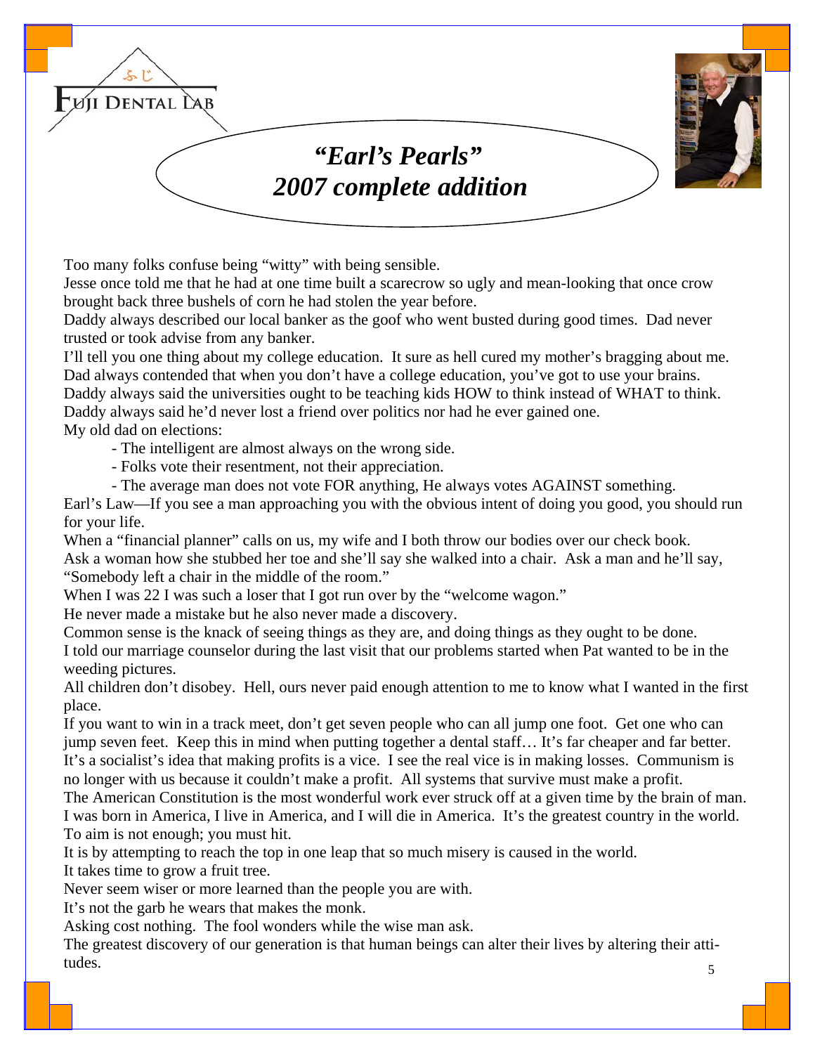Fuji Dental Lab

# *"Earl's Pearls"*
# *2007 complete addition*

Too many folks confuse being "witty" with being sensible.

Jesse once told me that he had at one time built a scarecrow so ugly and mean-looking that once crow brought back three bushels of corn he had stolen the year before.

Daddy always described our local banker as the goof who went busted during good times. Dad never trusted or took advise from any banker.

I'll tell you one thing about my college education. It sure as hell cured my mother's bragging about me.

Dad always contended that when you don't have a college education, you've got to use your brains.

Daddy always said the universities ought to be teaching kids HOW to think instead of WHAT to think.

Daddy always said he'd never lost a friend over politics nor had he ever gained one.

My old dad on elections:

- The intelligent are almost always on the wrong side.
- Folks vote their resentment, not their appreciation.
- The average man does not vote FOR anything, He always votes AGAINST something.

Earl's Law—If you see a man approaching you with the obvious intent of doing you good, you should run for your life.

When a "financial planner" calls on us, my wife and I both throw our bodies over our check book.

Ask a woman how she stubbed her toe and she'll say she walked into a chair. Ask a man and he'll say, "Somebody left a chair in the middle of the room."

When I was 22 I was such a loser that I got run over by the "welcome wagon."

He never made a mistake but he also never made a discovery.

Common sense is the knack of seeing things as they are, and doing things as they ought to be done.

I told our marriage counselor during the last visit that our problems started when Pat wanted to be in the weeding pictures.

All children don't disobey. Hell, ours never paid enough attention to me to know what I wanted in the first place.

If you want to win in a track meet, don't get seven people who can all jump one foot. Get one who can jump seven feet. Keep this in mind when putting together a dental staff… It's far cheaper and far better.

It's a socialist's idea that making profits is a vice. I see the real vice is in making losses. Communism is no longer with us because it couldn't make a profit. All systems that survive must make a profit.

The American Constitution is the most wonderful work ever struck off at a given time by the brain of man.

I was born in America, I live in America, and I will die in America. It's the greatest country in the world.

To aim is not enough; you must hit.

It is by attempting to reach the top in one leap that so much misery is caused in the world.

It takes time to grow a fruit tree.

Never seem wiser or more learned than the people you are with.

It's not the garb he wears that makes the monk.

Asking cost nothing. The fool wonders while the wise man ask.

The greatest discovery of our generation is that human beings can alter their lives by altering their attitudes.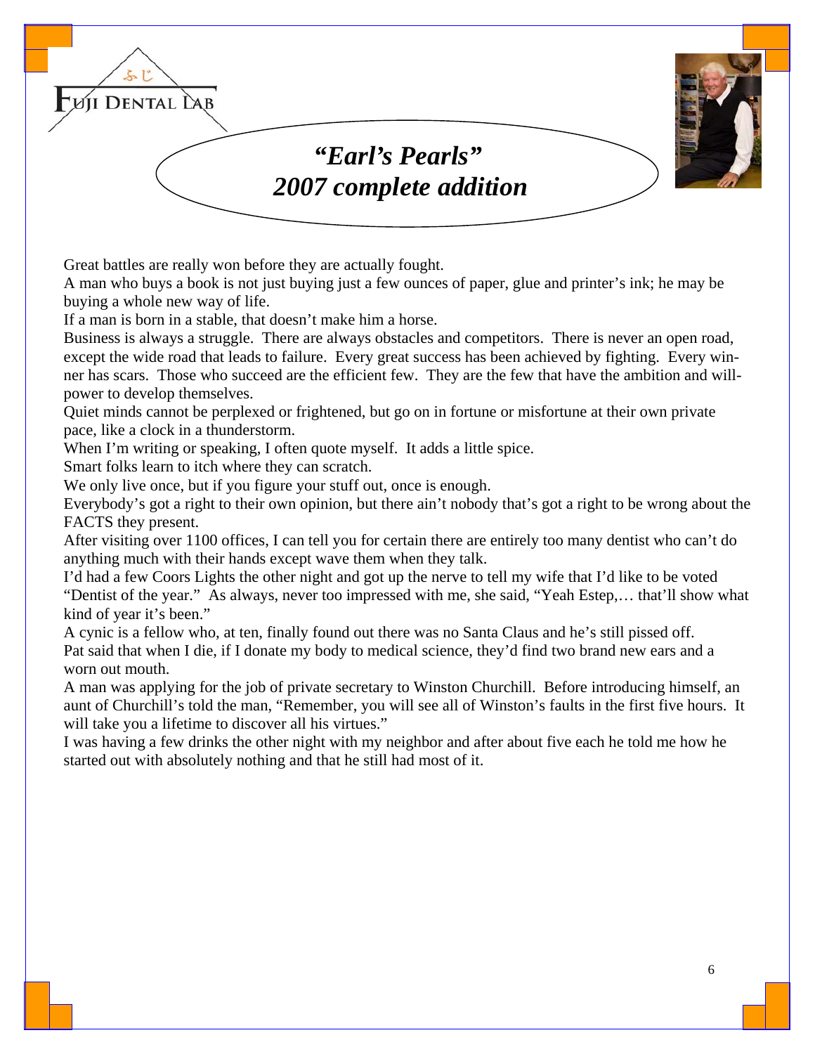Fuji Dental Lab

# *"Earl's Pearls" 2007 complete addition*

Great battles are really won before they are actually fought.

A man who buys a book is not just buying just a few ounces of paper, glue and printer's ink; he may be buying a whole new way of life.

If a man is born in a stable, that doesn't make him a horse.

Business is always a struggle. There are always obstacles and competitors. There is never an open road, except the wide road that leads to failure. Every great success has been achieved by fighting. Every winner has scars. Those who succeed are the efficient few. They are the few that have the ambition and willpower to develop themselves.

Quiet minds cannot be perplexed or frightened, but go on in fortune or misfortune at their own private pace, like a clock in a thunderstorm.

When I'm writing or speaking, I often quote myself. It adds a little spice.

Smart folks learn to itch where they can scratch.

We only live once, but if you figure your stuff out, once is enough.

Everybody's got a right to their own opinion, but there ain't nobody that's got a right to be wrong about the FACTS they present.

After visiting over 1100 offices, I can tell you for certain there are entirely too many dentist who can't do anything much with their hands except wave them when they talk.

I'd had a few Coors Lights the other night and got up the nerve to tell my wife that I'd like to be voted "Dentist of the year." As always, never too impressed with me, she said, "Yeah Estep,… that'll show what kind of year it's been."

A cynic is a fellow who, at ten, finally found out there was no Santa Claus and he's still pissed off.

Pat said that when I die, if I donate my body to medical science, they'd find two brand new ears and a worn out mouth.

A man was applying for the job of private secretary to Winston Churchill. Before introducing himself, an aunt of Churchill's told the man, "Remember, you will see all of Winston's faults in the first five hours. It will take you a lifetime to discover all his virtues."

I was having a few drinks the other night with my neighbor and after about five each he told me how he started out with absolutely nothing and that he still had most of it.